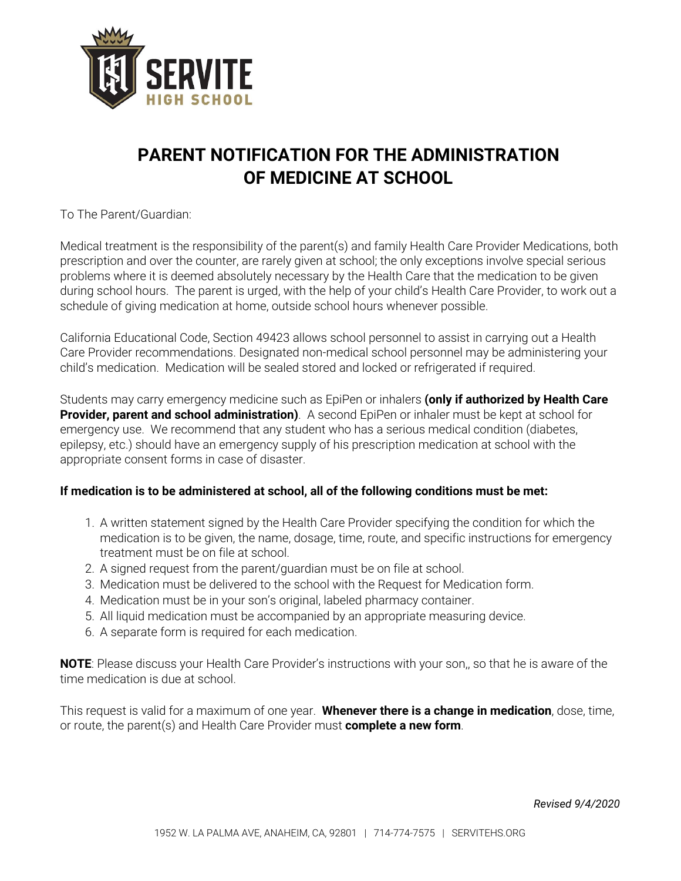SERVITE HIGH SCHOOL

# PARENT NOTIFICATION FOR THE ADMINISTRATION OF MEDICINE AT SCHOOL

To The Parent/Guardian:

Medical treatment is the responsibility of the parent(s) and family Health Care Provider Medications, both prescription and over the counter, are rarely given at school; the only exceptions involve special serious problems where it is deemed absolutely necessary by the Health Care that the medication to be given during school hours. The parent is urged, with the help of your child's Health Care Provider, to work out a schedule of giving medication at home, outside school hours whenever possible.

California Educational Code, Section 49423 allows school personnel to assist in carrying out a Health Care Provider recommendations. Designated non-medical school personnel may be administering your child's medication. Medication will be sealed stored and locked or refrigerated if required.

Students may carry emergency medicine such as EpiPen or inhalers **(only if authorized by Health Care Provider, parent and school administration)**. A second EpiPen or inhaler must be kept at school for emergency use. We recommend that any student who has a serious medical condition (diabetes, epilepsy, etc.) should have an emergency supply of his prescription medication at school with the appropriate consent forms in case of disaster.

**If medication is to be administered at school, all of the following conditions must be met:**

1. A written statement signed by the Health Care Provider specifying the condition for which the medication is to be given, the name, dosage, time, route, and specific instructions for emergency treatment must be on file at school.
2. A signed request from the parent/guardian must be on file at school.
3. Medication must be delivered to the school with the Request for Medication form.
4. Medication must be in your son's original, labeled pharmacy container.
5. All liquid medication must be accompanied by an appropriate measuring device.
6. A separate form is required for each medication.

**NOTE**: Please discuss your Health Care Provider's instructions with your son,, so that he is aware of the time medication is due at school.

This request is valid for a maximum of one year. **Whenever there is a change in medication**, dose, time, or route, the parent(s) and Health Care Provider must **complete a new form**.

*Revised 9/4/2020*

1952 W. LA PALMA AVE, ANAHEIM, CA, 92801 | 714-774-7575 | SERVITEHS.ORG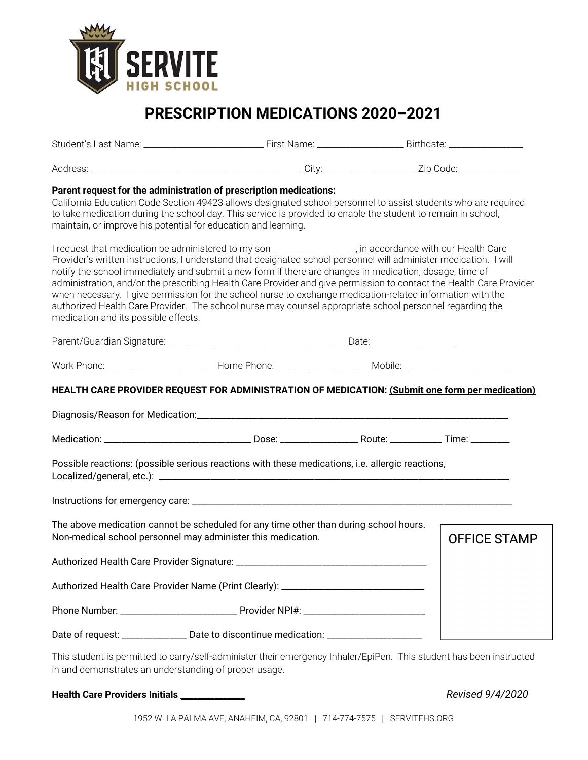SERVITE HIGH SCHOOL

# PRESCRIPTION MEDICATIONS 2020–2021

Student's Last Name: ________________________ First Name: _________________ Birthdate: ______________

Address: ____________________________________________ City: _________________ Zip Code: ____________

**Parent request for the administration of prescription medications:**
California Education Code Section 49423 allows designated school personnel to assist students who are required to take medication during the school day. This service is provided to enable the student to remain in school, maintain, or improve his potential for education and learning.

I request that medication be administered to my son ________________, in accordance with our Health Care Provider's written instructions, I understand that designated school personnel will administer medication. I will notify the school immediately and submit a new form if there are changes in medication, dosage, time of administration, and/or the prescribing Health Care Provider and give permission to contact the Health Care Provider when necessary. I give permission for the school nurse to exchange medication-related information with the authorized Health Care Provider. The school nurse may counsel appropriate school personnel regarding the medication and its possible effects.

Parent/Guardian Signature: ____________________________________ Date: ________________

Work Phone: ______________________ Home Phone: ___________________Mobile: ______________________

**HEALTH CARE PROVIDER REQUEST FOR ADMINISTRATION OF MEDICATION: (Submit one form per medication)**

Diagnosis/Reason for Medication:_________________________________________________________________

Medication: ______________________________ Dose: _______________ Route: ___________ Time: ________

Possible reactions: (possible serious reactions with these medications, i.e. allergic reactions, Localized/general, etc.): _________________________________________________________________________

Instructions for emergency care: _________________________________________________________________

The above medication cannot be scheduled for any time other than during school hours. Non-medical school personnel may administer this medication.

Authorized Health Care Provider Signature: ______________________________________

Authorized Health Care Provider Name (Print Clearly): _____________________________

Phone Number: _______________________ Provider NPI#: ________________________

Date of request: _____________ Date to discontinue medication: ___________________

OFFICE STAMP

This student is permitted to carry/self-administer their emergency Inhaler/EpiPen. This student has been instructed in and demonstrates an understanding of proper usage.

**Health Care Providers Initials** ____________

*Revised 9/4/2020*

1952 W. LA PALMA AVE, ANAHEIM, CA, 92801 | 714-774-7575 | SERVITEHS.ORG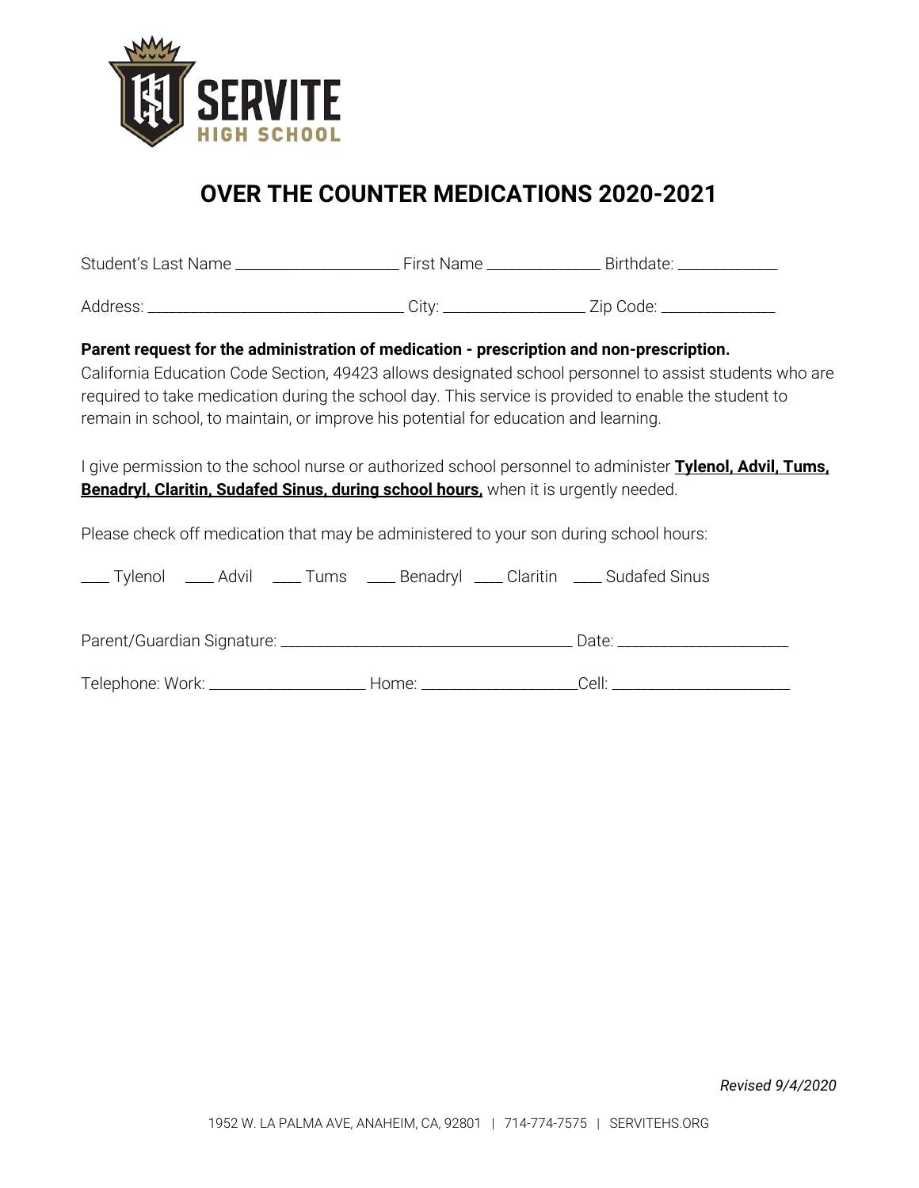SERVITE
HIGH SCHOOL

# OVER THE COUNTER MEDICATIONS 2020-2021

Student's Last Name ____________________ First Name ______________ Birthdate: ____________

Address: _______________________________ City: _________________ Zip Code: ______________

**Parent request for the administration of medication - prescription and non-prescription.**
California Education Code Section, 49423 allows designated school personnel to assist students who are required to take medication during the school day. This service is provided to enable the student to remain in school, to maintain, or improve his potential for education and learning.

I give permission to the school nurse or authorized school personnel to administer **Tylenol, Advil, Tums, Benadryl, Claritin, Sudafed Sinus, during school hours,** when it is urgently needed.

Please check off medication that may be administered to your son during school hours:

___ Tylenol ___ Advil ___ Tums ___ Benadryl ___ Claritin ___ Sudafed Sinus

Parent/Guardian Signature: ___________________________________ Date: ____________________

Telephone: Work: ___________________ Home: ___________________Cell: _____________________

*Revised 9/4/2020*

1952 W. LA PALMA AVE, ANAHEIM, CA, 92801 | 714-774-7575 | SERVITEHS.ORG